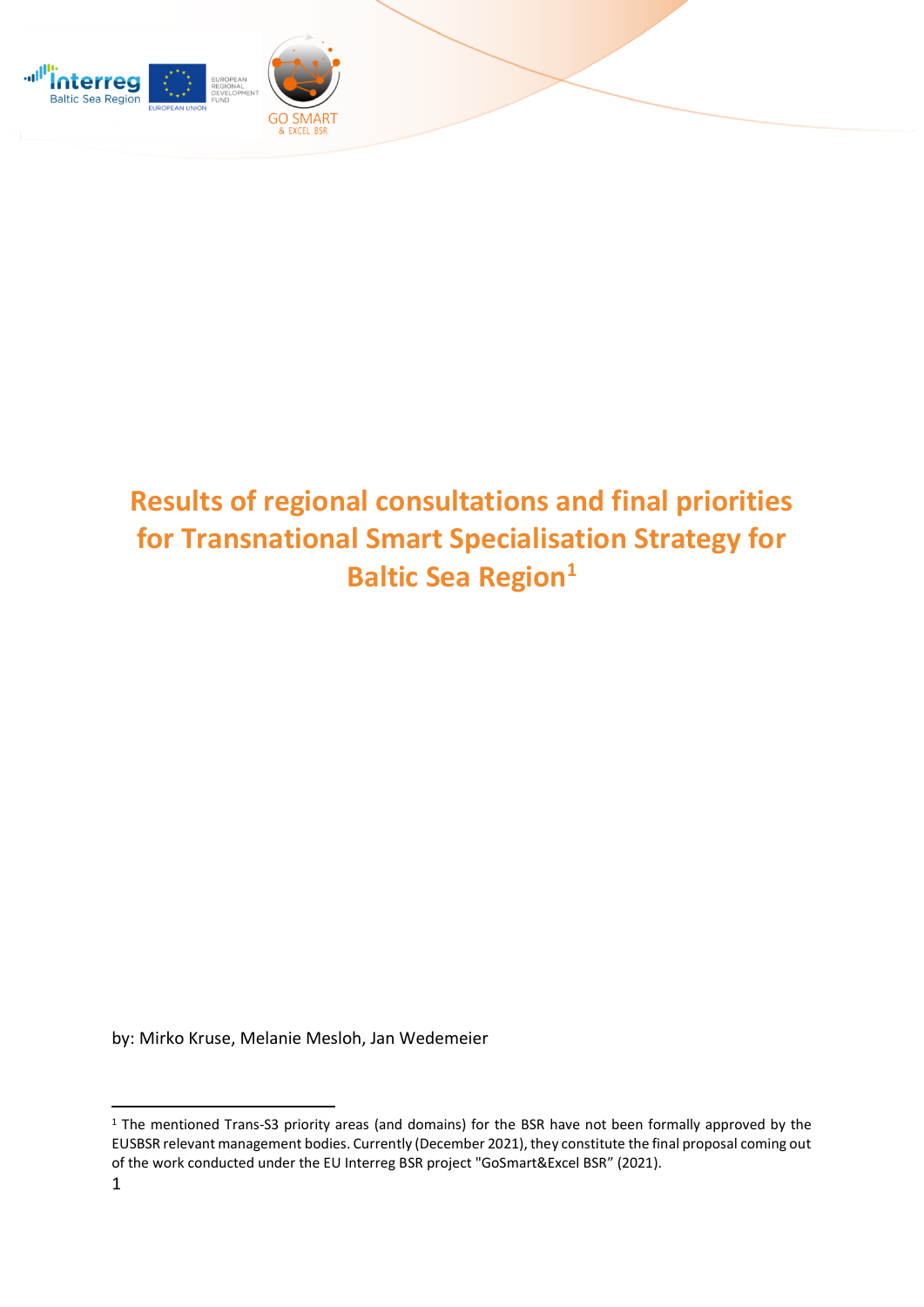# Results of regional consultations and final priorities for Transnational Smart Specialisation Strategy for Baltic Sea Region[1]

by: Mirko Kruse, Melanie Mesloh, Jan Wedemeier

[1] The mentioned Trans-S3 priority areas (and domains) for the BSR have not been formally approved by the EUSBSR relevant management bodies. Currently (December 2021), they constitute the final proposal coming out of the work conducted under the EU Interreg BSR project "GoSmart&Excel BSR" (2021).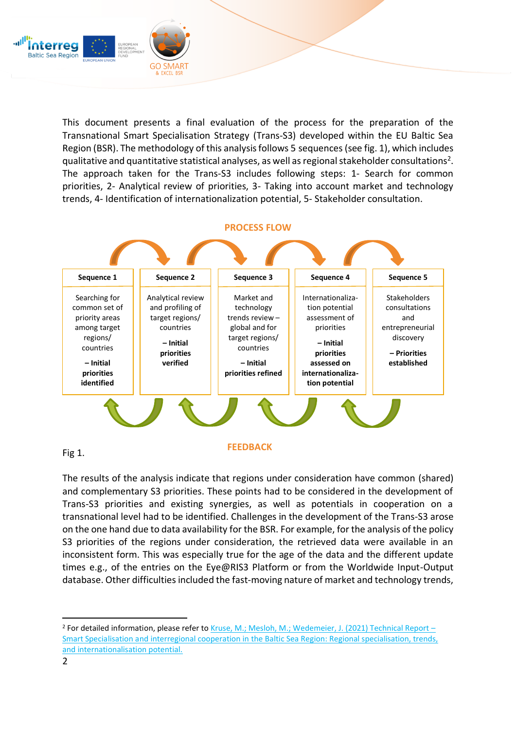This document presents a final evaluation of the process for the preparation of the Transnational Smart Specialisation Strategy (Trans-S3) developed within the EU Baltic Sea Region (BSR). The methodology of this analysis follows 5 sequences (see fig. 1), which includes qualitative and quantitative statistical analyses, as well as regional stakeholder consultations[2]. The approach taken for the Trans-S3 includes following steps: 1- Search for common priorities, 2- Analytical review of priorities, 3- Taking into account market and technology trends, 4- Identification of internationalization potential, 5- Stakeholder consultation.

**PROCESS FLOW**

| Sequence 1 | Sequence 2 | Sequence 3 | Sequence 4 | Sequence 5 |
|---|---|---|---|---|
| Searching for common set of priority areas among target regions/ countries<br>**– Initial priorities identified** | Analytical review and profiling of target regions/ countries<br>**– Initial priorities verified** | Market and technology trends review – global and for target regions/ countries<br>**– Initial priorities refined** | Internationalization potential assessment of priorities<br>**– Initial priorities assessed on internationalization potential** | Stakeholders consultations and entrepreneurial discovery<br>**– Priorities established** |

**FEEDBACK**

Fig 1.

The results of the analysis indicate that regions under consideration have common (shared) and complementary S3 priorities. These points had to be considered in the development of Trans-S3 priorities and existing synergies, as well as potentials in cooperation on a transnational level had to be identified. Challenges in the development of the Trans-S3 arose on the one hand due to data availability for the BSR. For example, for the analysis of the policy S3 priorities of the regions under consideration, the retrieved data were available in an inconsistent form. This was especially true for the age of the data and the different update times e.g., of the entries on the Eye@RIS3 Platform or from the Worldwide Input-Output database. Other difficulties included the fast-moving nature of market and technology trends,

[2] For detailed information, please refer to Kruse, M.; Mesloh, M.; Wedemeier, J. (2021) Technical Report – Smart Specialisation and interregional cooperation in the Baltic Sea Region: Regional specialisation, trends, and internationalisation potential.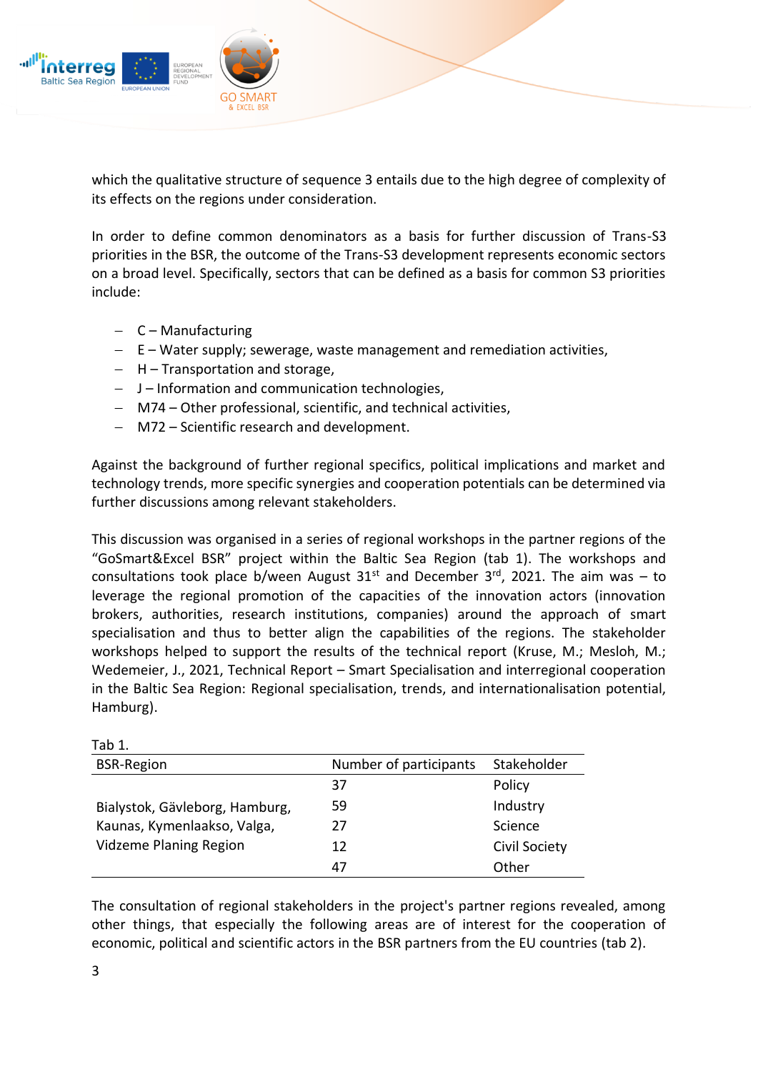which the qualitative structure of sequence 3 entails due to the high degree of complexity of its effects on the regions under consideration.

In order to define common denominators as a basis for further discussion of Trans-S3 priorities in the BSR, the outcome of the Trans-S3 development represents economic sectors on a broad level. Specifically, sectors that can be defined as a basis for common S3 priorities include:

- C – Manufacturing
- E – Water supply; sewerage, waste management and remediation activities,
- H – Transportation and storage,
- J – Information and communication technologies,
- M74 – Other professional, scientific, and technical activities,
- M72 – Scientific research and development.

Against the background of further regional specifics, political implications and market and technology trends, more specific synergies and cooperation potentials can be determined via further discussions among relevant stakeholders.

This discussion was organised in a series of regional workshops in the partner regions of the "GoSmart&Excel BSR" project within the Baltic Sea Region (tab 1). The workshops and consultations took place b/ween August 31st and December 3rd, 2021. The aim was – to leverage the regional promotion of the capacities of the innovation actors (innovation brokers, authorities, research institutions, companies) around the approach of smart specialisation and thus to better align the capabilities of the regions. The stakeholder workshops helped to support the results of the technical report (Kruse, M.; Mesloh, M.; Wedemeier, J., 2021, Technical Report – Smart Specialisation and interregional cooperation in the Baltic Sea Region: Regional specialisation, trends, and internationalisation potential, Hamburg).

Tab 1.

| BSR-Region | Number of participants | Stakeholder |
|---|---|---|
| Bialystok, Gävleborg, Hamburg, Kaunas, Kymenlaakso, Valga, Vidzeme Planing Region | 37 | Policy |
| | 59 | Industry |
| | 27 | Science |
| | 12 | Civil Society |
| | 47 | Other |

The consultation of regional stakeholders in the project's partner regions revealed, among other things, that especially the following areas are of interest for the cooperation of economic, political and scientific actors in the BSR partners from the EU countries (tab 2).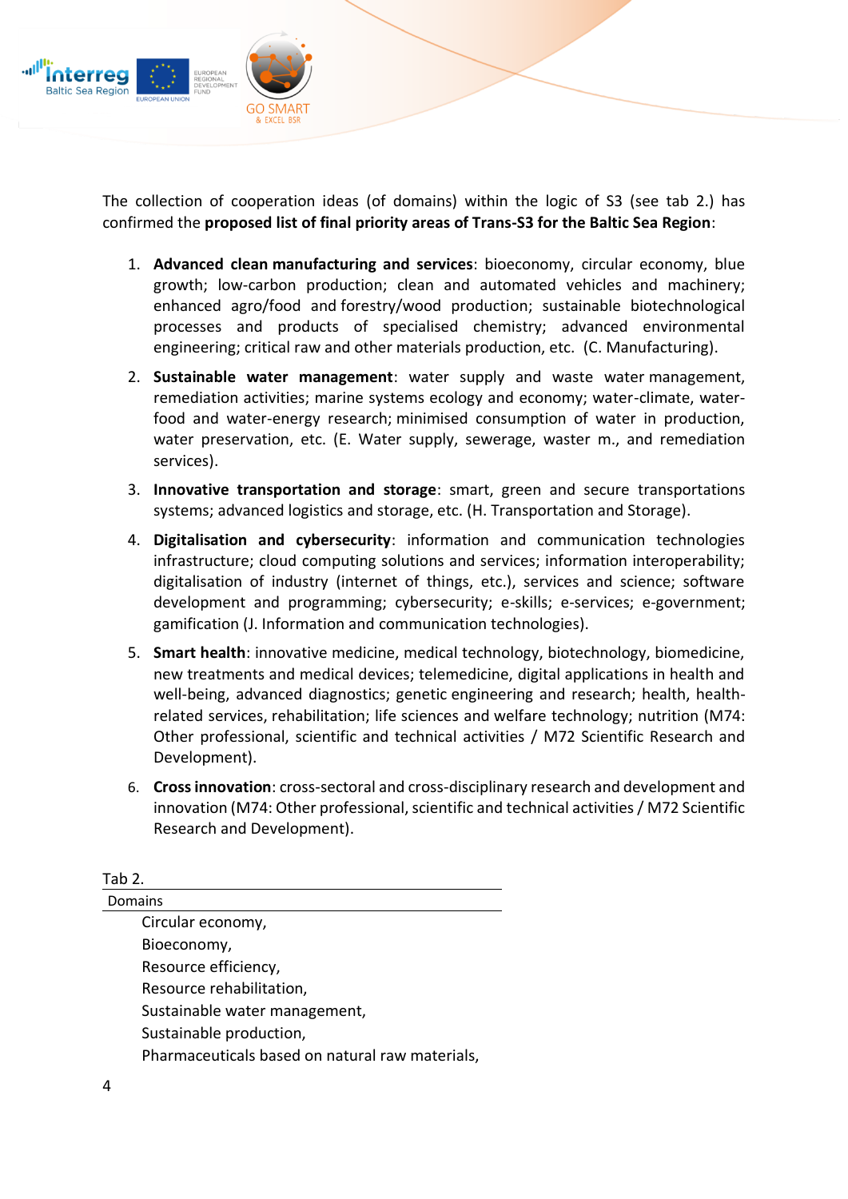The collection of cooperation ideas (of domains) within the logic of S3 (see tab 2.) has confirmed the **proposed list of final priority areas of Trans-S3 for the Baltic Sea Region**:

1. **Advanced clean manufacturing and services**: bioeconomy, circular economy, blue growth; low-carbon production; clean and automated vehicles and machinery; enhanced agro/food and forestry/wood production; sustainable biotechnological processes and products of specialised chemistry; advanced environmental engineering; critical raw and other materials production, etc. (C. Manufacturing).
2. **Sustainable water management**: water supply and waste water management, remediation activities; marine systems ecology and economy; water-climate, water-food and water-energy research; minimised consumption of water in production, water preservation, etc. (E. Water supply, sewerage, waster m., and remediation services).
3. **Innovative transportation and storage**: smart, green and secure transportations systems; advanced logistics and storage, etc. (H. Transportation and Storage).
4. **Digitalisation and cybersecurity**: information and communication technologies infrastructure; cloud computing solutions and services; information interoperability; digitalisation of industry (internet of things, etc.), services and science; software development and programming; cybersecurity; e-skills; e-services; e-government; gamification (J. Information and communication technologies).
5. **Smart health**: innovative medicine, medical technology, biotechnology, biomedicine, new treatments and medical devices; telemedicine, digital applications in health and well-being, advanced diagnostics; genetic engineering and research; health, health-related services, rehabilitation; life sciences and welfare technology; nutrition (M74: Other professional, scientific and technical activities / M72 Scientific Research and Development).
6. **Cross innovation**: cross-sectoral and cross-disciplinary research and development and innovation (M74: Other professional, scientific and technical activities / M72 Scientific Research and Development).

Tab 2.

| Domains |
|---|
| Circular economy, |
| Bioeconomy, |
| Resource efficiency, |
| Resource rehabilitation, |
| Sustainable water management, |
| Sustainable production, |
| Pharmaceuticals based on natural raw materials, |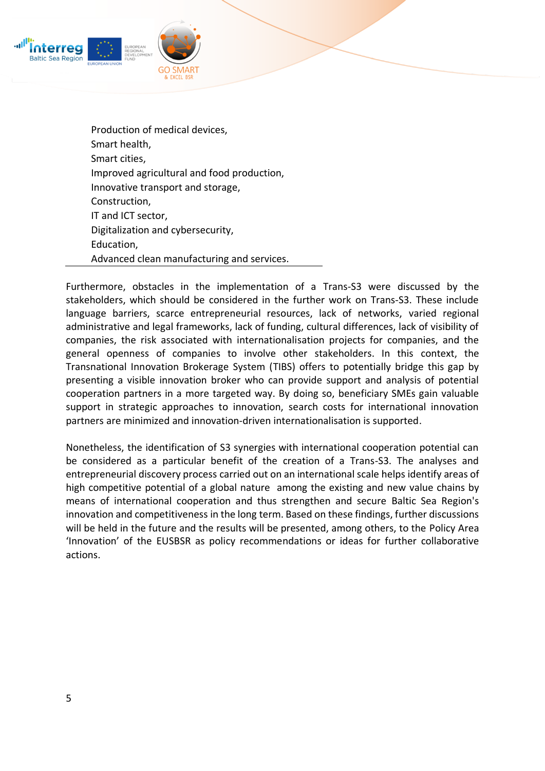Production of medical devices,
Smart health,
Smart cities,
Improved agricultural and food production,
Innovative transport and storage,
Construction,
IT and ICT sector,
Digitalization and cybersecurity,
Education,
Advanced clean manufacturing and services.

Furthermore, obstacles in the implementation of a Trans-S3 were discussed by the stakeholders, which should be considered in the further work on Trans-S3. These include language barriers, scarce entrepreneurial resources, lack of networks, varied regional administrative and legal frameworks, lack of funding, cultural differences, lack of visibility of companies, the risk associated with internationalisation projects for companies, and the general openness of companies to involve other stakeholders. In this context, the Transnational Innovation Brokerage System (TIBS) offers to potentially bridge this gap by presenting a visible innovation broker who can provide support and analysis of potential cooperation partners in a more targeted way. By doing so, beneficiary SMEs gain valuable support in strategic approaches to innovation, search costs for international innovation partners are minimized and innovation-driven internationalisation is supported.

Nonetheless, the identification of S3 synergies with international cooperation potential can be considered as a particular benefit of the creation of a Trans-S3. The analyses and entrepreneurial discovery process carried out on an international scale helps identify areas of high competitive potential of a global nature among the existing and new value chains by means of international cooperation and thus strengthen and secure Baltic Sea Region's innovation and competitiveness in the long term. Based on these findings, further discussions will be held in the future and the results will be presented, among others, to the Policy Area 'Innovation' of the EUSBSR as policy recommendations or ideas for further collaborative actions.